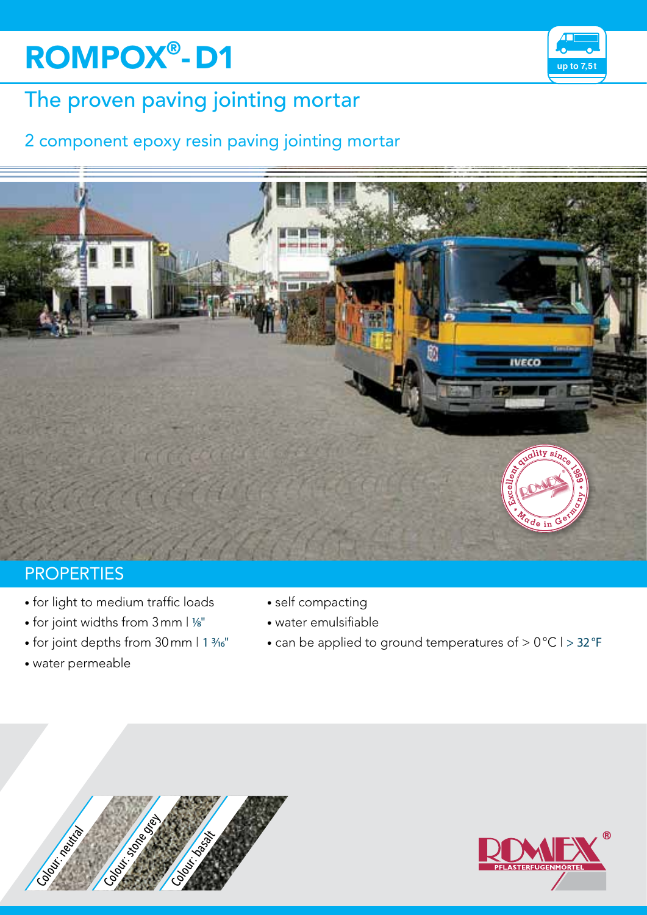# ROMPOX®- D1

up to 7,5t

## The proven paving jointing mortar

### 2 component epoxy resin paving jointing mortar

## PROPERTIES

- for light to medium traffic loads
- for joint widths from 3 mm | ⅛"
- for joint depths from 30 mm | 1 3⁄16"
- water permeable
- self compacting
- water emulsifiable
- can be applied to ground temperatures of > 0 °C | > 32 °F

Colour: neutral

Colour: stone grey

Colour: basalt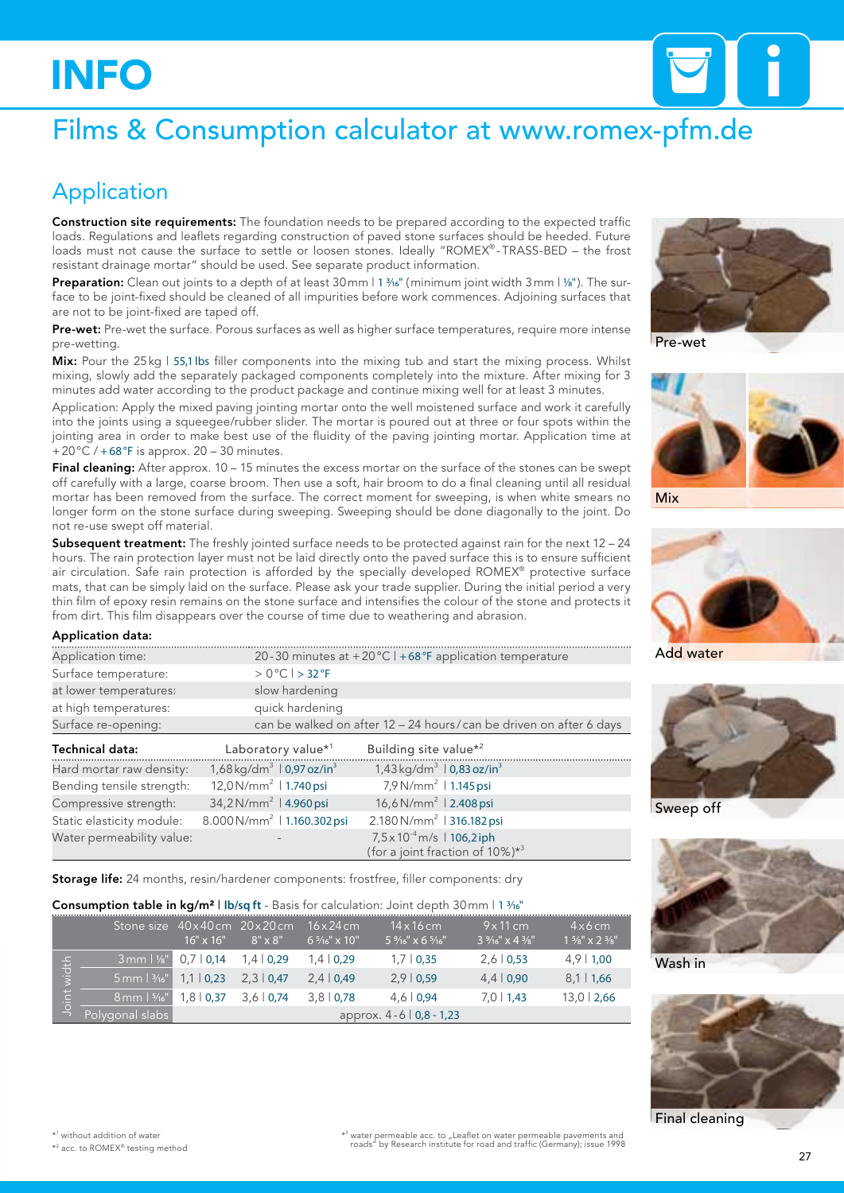# INFO

## Films & Consumption calculator at www.romex-pfm.de

## Application

**Construction site requirements:** The foundation needs to be prepared according to the expected traffic loads. Regulations and leaflets regarding construction of paved stone surfaces should be heeded. Future loads must not cause the surface to settle or loosen stones. Ideally "ROMEX®-TRASS-BED – the frost resistant drainage mortar" should be used. See separate product information.

**Preparation:** Clean out joints to a depth of at least 30 mm | 1 3⁄16" (minimum joint width 3 mm | 1⁄8"). The surface to be joint-fixed should be cleaned of all impurities before work commences. Adjoining surfaces that are not to be joint-fixed are taped off.

**Pre-wet:** Pre-wet the surface. Porous surfaces as well as higher surface temperatures, require more intense pre-wetting.

**Mix:** Pour the 25 kg | 55,1 lbs filler components into the mixing tub and start the mixing process. Whilst mixing, slowly add the separately packaged components completely into the mixture. After mixing for 3 minutes add water according to the product package and continue mixing well for at least 3 minutes.

Application: Apply the mixed paving jointing mortar onto the well moistened surface and work it carefully into the joints using a squeegee/rubber slider. The mortar is poured out at three or four spots within the jointing area in order to make best use of the fluidity of the paving jointing mortar. Application time at +20 °C / +68 °F is approx. 20 – 30 minutes.

**Final cleaning:** After approx. 10 – 15 minutes the excess mortar on the surface of the stones can be swept off carefully with a large, coarse broom. Then use a soft, hair broom to do a final cleaning until all residual mortar has been removed from the surface. The correct moment for sweeping, is when white smears no longer form on the stone surface during sweeping. Sweeping should be done diagonally to the joint. Do not re-use swept off material.

**Subsequent treatment:** The freshly jointed surface needs to be protected against rain for the next 12 – 24 hours. The rain protection layer must not be laid directly onto the paved surface this is to ensure sufficient air circulation. Safe rain protection is afforded by the specially developed ROMEX® protective surface mats, that can be simply laid on the surface. Please ask your trade supplier. During the initial period a very thin film of epoxy resin remains on the stone surface and intensifies the colour of the stone and protects it from dirt. This film disappears over the course of time due to weathering and abrasion.

**Application data:**

| | |
|---|---|
| Application time: | 20 - 30 minutes at +20 °C \| +68 °F application temperature |
| Surface temperature: | > 0 °C \| > 32 °F |
| at lower temperatures: | slow hardening |
| at high temperatures: | quick hardening |
| Surface re-opening: | can be walked on after 12 – 24 hours / can be driven on after 6 days |

| **Technical data:** | Laboratory value*[1] | Building site value*[2] |
|---|---|---|
| Hard mortar raw density: | 1,68 kg/dm³ \| 0,97 oz/in³ | 1,43 kg/dm³ \| 0,83 oz/in³ |
| Bending tensile strength: | 12,0 N/mm² \| 1.740 psi | 7,9 N/mm² \| 1.145 psi |
| Compressive strength: | 34,2 N/mm² \| 4.960 psi | 16,6 N/mm² \| 2.408 psi |
| Static elasticity module: | 8.000 N/mm² \| 1.160.302 psi | 2.180 N/mm² \| 316.182 psi |
| Water permeability value: | - | $7{,}5 \times 10^{-4}$ m/s \| 106,2 iph (for a joint fraction of 10%)*[3] |

**Storage life:** 24 months, resin/hardener components: frostfree, filler components: dry

**Consumption table in kg/m² | lb/sq ft** - Basis for calculation: Joint depth 30 mm | 1 3⁄16"

| | Stone size | 40x40 cm 16" x 16" | 20x20 cm 8" x 8" | 16x24 cm 6 5⁄16" x 10" | 14x16 cm 5 9⁄16" x 6 5⁄16" | 9x11 cm 3 9⁄16" x 4 3⁄8" | 4x6 cm 1 5⁄8" x 2 3⁄8" |
|---|---|---|---|---|---|---|---|
| Joint width | 3 mm \| 1⁄8" | 0,7 \| 0,14 | 1,4 \| 0,29 | 1,4 \| 0,29 | 1,7 \| 0,35 | 2,6 \| 0,53 | 4,9 \| 1,00 |
| | 5 mm \| 3⁄16" | 1,1 \| 0,23 | 2,3 \| 0,47 | 2,4 \| 0,49 | 2,9 \| 0,59 | 4,4 \| 0,90 | 8,1 \| 1,66 |
| | 8 mm \| 5⁄16" | 1,8 \| 0,37 | 3,6 \| 0,74 | 3,8 \| 0,78 | 4,6 \| 0,94 | 7,0 \| 1,43 | 13,0 \| 2,66 |
| | Polygonal slabs | approx. 4 - 6 \| 0,8 - 1,23 | | | | | |

Pre-wet

Mix

Add water

Sweep off

Wash in

Final cleaning

*[1] without addition of water
*[2] acc. to ROMEX® testing method
*[3] water permeable acc. to „Leaflet on water permeable pavements and roads" by Research institute for road and traffic (Germany); issue 1998